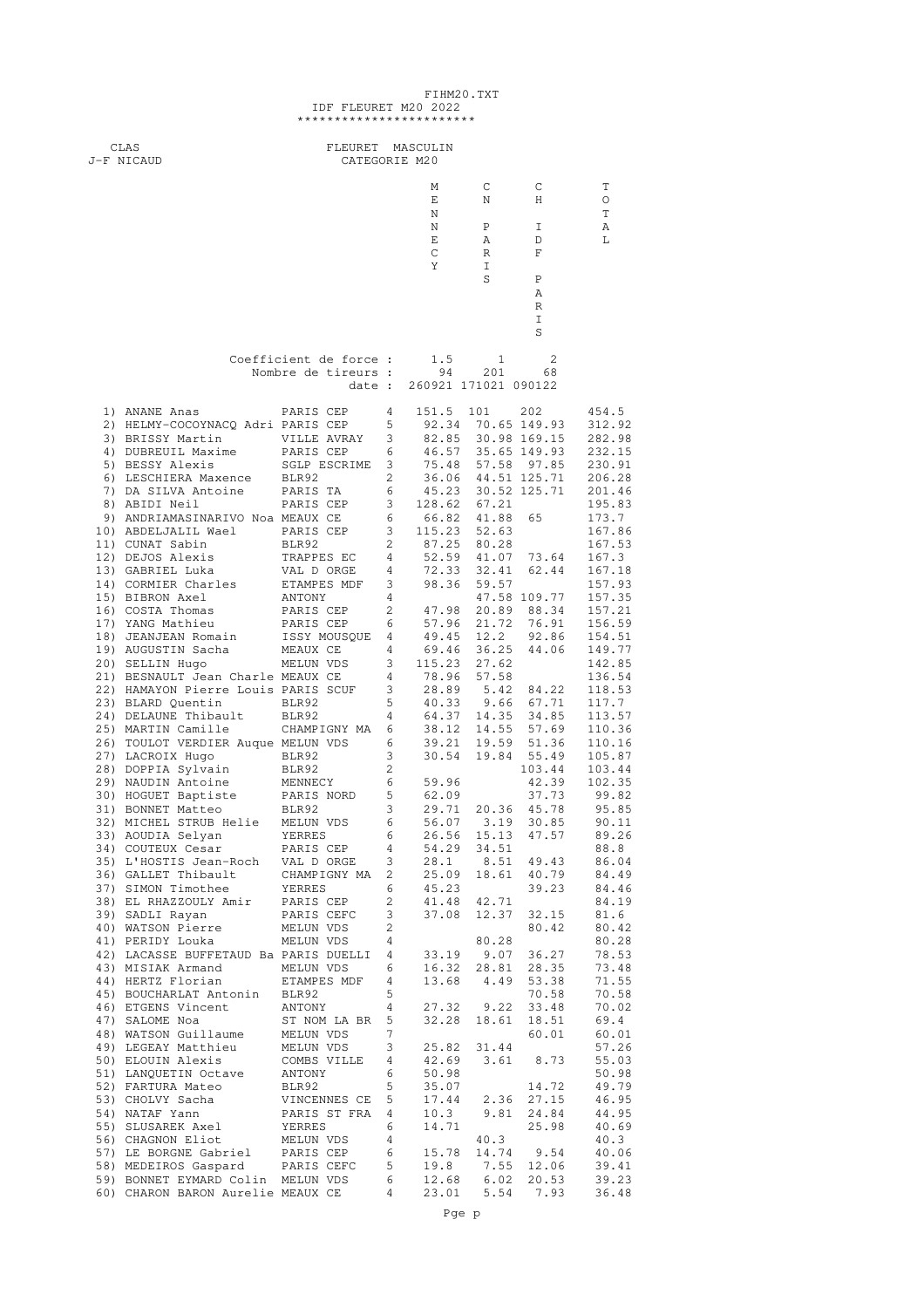FIHM20.TXT

# IDF FLEURET M20 2022

************************

CLAS
J-F NICAUD

FLEURET MASCULIN
CATEGORIE M20

| | | | | MENNECY | CN PARIS | CH IDF PARIS | TOTAL |
|---|---|---|---|---|---|---|---|
| | | Coefficient de force : | | 1.5 | 1 | 2 | |
| | | Nombre de tireurs : | | 94 | 201 | 68 | |
| | | date : | | 260921 | 171021 | 090122 | |
| 1) | ANANE Anas | PARIS CEP | 4 | 151.5 | 101 | 202 | 454.5 |
| 2) | HELMY-COCOYNACQ Adri | PARIS CEP | 5 | 92.34 | 70.65 | 149.93 | 312.92 |
| 3) | BRISSY Martin | VILLE AVRAY | 3 | 82.85 | 30.98 | 169.15 | 282.98 |
| 4) | DUBREUIL Maxime | PARIS CEP | 6 | 46.57 | 35.65 | 149.93 | 232.15 |
| 5) | BESSY Alexis | SGLP ESCRIME | 3 | 75.48 | 57.58 | 97.85 | 230.91 |
| 6) | LESCHIERA Maxence | BLR92 | 2 | 36.06 | 44.51 | 125.71 | 206.28 |
| 7) | DA SILVA Antoine | PARIS TA | 6 | 45.23 | 30.52 | 125.71 | 201.46 |
| 8) | ABIDI Neil | PARIS CEP | 3 | 128.62 | 67.21 | | 195.83 |
| 9) | ANDRIAMASINARIVO Noa | MEAUX CE | 6 | 66.82 | 41.88 | 65 | 173.7 |
| 10) | ABDELJALIL Wael | PARIS CEP | 3 | 115.23 | 52.63 | | 167.86 |
| 11) | CUNAT Sabin | BLR92 | 2 | 87.25 | 80.28 | | 167.53 |
| 12) | DEJOS Alexis | TRAPPES EC | 4 | 52.59 | 41.07 | 73.64 | 167.3 |
| 13) | GABRIEL Luka | VAL D ORGE | 4 | 72.33 | 32.41 | 62.44 | 167.18 |
| 14) | CORMIER Charles | ETAMPES MDF | 3 | 98.36 | 59.57 | | 157.93 |
| 15) | BIBRON Axel | ANTONY | 4 | | 47.58 | 109.77 | 157.35 |
| 16) | COSTA Thomas | PARIS CEP | 2 | 47.98 | 20.89 | 88.34 | 157.21 |
| 17) | YANG Mathieu | PARIS CEP | 6 | 57.96 | 21.72 | 76.91 | 156.59 |
| 18) | JEANJEAN Romain | ISSY MOUSQUE | 4 | 49.45 | 12.2 | 92.86 | 154.51 |
| 19) | AUGUSTIN Sacha | MEAUX CE | 4 | 69.46 | 36.25 | 44.06 | 149.77 |
| 20) | SELLIN Hugo | MELUN VDS | 3 | 115.23 | 27.62 | | 142.85 |
| 21) | BESNAULT Jean Charle | MEAUX CE | 4 | 78.96 | 57.58 | | 136.54 |
| 22) | HAMAYON Pierre Louis | PARIS SCUF | 3 | 28.89 | 5.42 | 84.22 | 118.53 |
| 23) | BLARD Quentin | BLR92 | 5 | 40.33 | 9.66 | 67.71 | 117.7 |
| 24) | DELAUNE Thibault | BLR92 | 4 | 64.37 | 14.35 | 34.85 | 113.57 |
| 25) | MARTIN Camille | CHAMPIGNY MA | 6 | 38.12 | 14.55 | 57.69 | 110.36 |
| 26) | TOULOT VERDIER Auque | MELUN VDS | 6 | 39.21 | 19.59 | 51.36 | 110.16 |
| 27) | LACROIX Hugo | BLR92 | 3 | 30.54 | 19.84 | 55.49 | 105.87 |
| 28) | DOPPIA Sylvain | BLR92 | 2 | | | 103.44 | 103.44 |
| 29) | NAUDIN Antoine | MENNECY | 6 | 59.96 | | 42.39 | 102.35 |
| 30) | HOGUET Baptiste | PARIS NORD | 5 | 62.09 | | 37.73 | 99.82 |
| 31) | BONNET Matteo | BLR92 | 3 | 29.71 | 20.36 | 45.78 | 95.85 |
| 32) | MICHEL STRUB Helie | MELUN VDS | 6 | 56.07 | 3.19 | 30.85 | 90.11 |
| 33) | AOUDIA Selyan | YERRES | 6 | 26.56 | 15.13 | 47.57 | 89.26 |
| 34) | COUTEUX Cesar | PARIS CEP | 4 | 54.29 | 34.51 | | 88.8 |
| 35) | L'HOSTIS Jean-Roch | VAL D ORGE | 3 | 28.1 | 8.51 | 49.43 | 86.04 |
| 36) | GALLET Thibault | CHAMPIGNY MA | 2 | 25.09 | 18.61 | 40.79 | 84.49 |
| 37) | SIMON Timothee | YERRES | 6 | 45.23 | | 39.23 | 84.46 |
| 38) | EL RHAZZOULY Amir | PARIS CEP | 2 | 41.48 | 42.71 | | 84.19 |
| 39) | SADLI Rayan | PARIS CEFC | 3 | 37.08 | 12.37 | 32.15 | 81.6 |
| 40) | WATSON Pierre | MELUN VDS | 2 | | | 80.42 | 80.42 |
| 41) | PERIDY Louka | MELUN VDS | 4 | | 80.28 | | 80.28 |
| 42) | LACASSE BUFFETAUD Ba | PARIS DUELLI | 4 | 33.19 | 9.07 | 36.27 | 78.53 |
| 43) | MISIAK Armand | MELUN VDS | 6 | 16.32 | 28.81 | 28.35 | 73.48 |
| 44) | HERTZ Florian | ETAMPES MDF | 4 | 13.68 | 4.49 | 53.38 | 71.55 |
| 45) | BOUCHARLAT Antonin | BLR92 | 5 | | | 70.58 | 70.58 |
| 46) | ETGENS Vincent | ANTONY | 4 | 27.32 | 9.22 | 33.48 | 70.02 |
| 47) | SALOME Noa | ST NOM LA BR | 5 | 32.28 | 18.61 | 18.51 | 69.4 |
| 48) | WATSON Guillaume | MELUN VDS | 7 | | | 60.01 | 60.01 |
| 49) | LEGEAY Matthieu | MELUN VDS | 3 | 25.82 | 31.44 | | 57.26 |
| 50) | ELOUIN Alexis | COMBS VILLE | 4 | 42.69 | 3.61 | 8.73 | 55.03 |
| 51) | LANQUETIN Octave | ANTONY | 6 | 50.98 | | | 50.98 |
| 52) | FARTURA Mateo | BLR92 | 5 | 35.07 | | 14.72 | 49.79 |
| 53) | CHOLVY Sacha | VINCENNES CE | 5 | 17.44 | 2.36 | 27.15 | 46.95 |
| 54) | NATAF Yann | PARIS ST FRA | 4 | 10.3 | 9.81 | 24.84 | 44.95 |
| 55) | SLUSAREK Axel | YERRES | 6 | 14.71 | | 25.98 | 40.69 |
| 56) | CHAGNON Eliot | MELUN VDS | 4 | | 40.3 | | 40.3 |
| 57) | LE BORGNE Gabriel | PARIS CEP | 6 | 15.78 | 14.74 | 9.54 | 40.06 |
| 58) | MEDEIROS Gaspard | PARIS CEFC | 5 | 19.8 | 7.55 | 12.06 | 39.41 |
| 59) | BONNET EYMARD Colin | MELUN VDS | 6 | 12.68 | 6.02 | 20.53 | 39.23 |
| 60) | CHARON BARON Aurelie | MEAUX CE | 4 | 23.01 | 5.54 | 7.93 | 36.48 |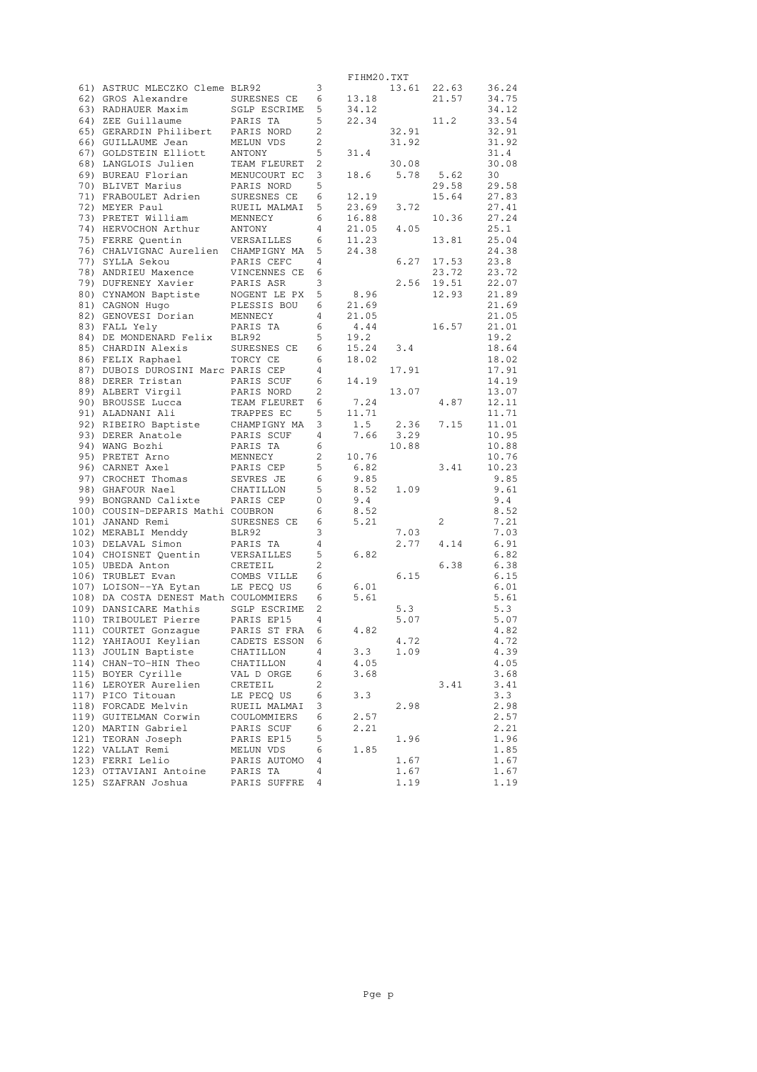| | | | | | | | |
|---|---|---|---|---|---|---|---|
| 61) | ASTRUC MLECZKO Cleme | BLR92 | 3 | | 13.61 | 22.63 | 36.24 |
| 62) | GROS Alexandre | SURESNES CE | 6 | 13.18 | | 21.57 | 34.75 |
| 63) | RADHAUER Maxim | SGLP ESCRIME | 5 | 34.12 | | | 34.12 |
| 64) | ZEE Guillaume | PARIS TA | 5 | 22.34 | | 11.2 | 33.54 |
| 65) | GERARDIN Philibert | PARIS NORD | 2 | | 32.91 | | 32.91 |
| 66) | GUILLAUME Jean | MELUN VDS | 2 | | 31.92 | | 31.92 |
| 67) | GOLDSTEIN Elliott | ANTONY | 5 | 31.4 | | | 31.4 |
| 68) | LANGLOIS Julien | TEAM FLEURET | 2 | | 30.08 | | 30.08 |
| 69) | BUREAU Florian | MENUCOURT EC | 3 | 18.6 | 5.78 | 5.62 | 30 |
| 70) | BLIVET Marius | PARIS NORD | 5 | | | 29.58 | 29.58 |
| 71) | FRABOULET Adrien | SURESNES CE | 6 | 12.19 | | 15.64 | 27.83 |
| 72) | MEYER Paul | RUEIL MALMAI | 5 | 23.69 | 3.72 | | 27.41 |
| 73) | PRETET William | MENNECY | 6 | 16.88 | | 10.36 | 27.24 |
| 74) | HERVOCHON Arthur | ANTONY | 4 | 21.05 | 4.05 | | 25.1 |
| 75) | FERRE Quentin | VERSAILLES | 6 | 11.23 | | 13.81 | 25.04 |
| 76) | CHALVIGNAC Aurelien | CHAMPIGNY MA | 5 | 24.38 | | | 24.38 |
| 77) | SYLLA Sekou | PARIS CEFC | 4 | | 6.27 | 17.53 | 23.8 |
| 78) | ANDRIEU Maxence | VINCENNES CE | 6 | | | 23.72 | 23.72 |
| 79) | DUFRENEY Xavier | PARIS ASR | 3 | | 2.56 | 19.51 | 22.07 |
| 80) | CYNAMON Baptiste | NOGENT LE PX | 5 | 8.96 | | 12.93 | 21.89 |
| 81) | CAGNON Hugo | PLESSIS BOU | 6 | 21.69 | | | 21.69 |
| 82) | GENOVESI Dorian | MENNECY | 4 | 21.05 | | | 21.05 |
| 83) | FALL Yely | PARIS TA | 6 | 4.44 | | 16.57 | 21.01 |
| 84) | DE MONDENARD Felix | BLR92 | 5 | 19.2 | | | 19.2 |
| 85) | CHARDIN Alexis | SURESNES CE | 6 | 15.24 | 3.4 | | 18.64 |
| 86) | FELIX Raphael | TORCY CE | 6 | 18.02 | | | 18.02 |
| 87) | DUBOIS DUROSINI Marc | PARIS CEP | 4 | | 17.91 | | 17.91 |
| 88) | DERER Tristan | PARIS SCUF | 6 | 14.19 | | | 14.19 |
| 89) | ALBERT Virgil | PARIS NORD | 2 | | 13.07 | | 13.07 |
| 90) | BROUSSE Lucca | TEAM FLEURET | 6 | 7.24 | | 4.87 | 12.11 |
| 91) | ALADNANI Ali | TRAPPES EC | 5 | 11.71 | | | 11.71 |
| 92) | RIBEIRO Baptiste | CHAMPIGNY MA | 3 | 1.5 | 2.36 | 7.15 | 11.01 |
| 93) | DERER Anatole | PARIS SCUF | 4 | 7.66 | 3.29 | | 10.95 |
| 94) | WANG Bozhi | PARIS TA | 6 | | 10.88 | | 10.88 |
| 95) | PRETET Arno | MENNECY | 2 | 10.76 | | | 10.76 |
| 96) | CARNET Axel | PARIS CEP | 5 | 6.82 | | 3.41 | 10.23 |
| 97) | CROCHET Thomas | SEVRES JE | 6 | 9.85 | | | 9.85 |
| 98) | GHAFOUR Nael | CHATILLON | 5 | 8.52 | 1.09 | | 9.61 |
| 99) | BONGRAND Calixte | PARIS CEP | 0 | 9.4 | | | 9.4 |
| 100) | COUSIN-DEPARIS Mathi | COUBRON | 6 | 8.52 | | | 8.52 |
| 101) | JANAND Remi | SURESNES CE | 6 | 5.21 | | 2 | 7.21 |
| 102) | MERABLI Menddy | BLR92 | 3 | | 7.03 | | 7.03 |
| 103) | DELAVAL Simon | PARIS TA | 4 | | 2.77 | 4.14 | 6.91 |
| 104) | CHOISNET Quentin | VERSAILLES | 5 | 6.82 | | | 6.82 |
| 105) | UBEDA Anton | CRETEIL | 2 | | | 6.38 | 6.38 |
| 106) | TRUBLET Evan | COMBS VILLE | 6 | | 6.15 | | 6.15 |
| 107) | LOISON--YA Eytan | LE PECQ US | 6 | 6.01 | | | 6.01 |
| 108) | DA COSTA DENEST Math | COULOMMIERS | 6 | 5.61 | | | 5.61 |
| 109) | DANSICARE Mathis | SGLP ESCRIME | 2 | | 5.3 | | 5.3 |
| 110) | TRIBOULET Pierre | PARIS EP15 | 4 | | 5.07 | | 5.07 |
| 111) | COURTET Gonzague | PARIS ST FRA | 6 | 4.82 | | | 4.82 |
| 112) | YAHIAOUI Keylian | CADETS ESSON | 6 | | 4.72 | | 4.72 |
| 113) | JOULIN Baptiste | CHATILLON | 4 | 3.3 | 1.09 | | 4.39 |
| 114) | CHAN-TO-HIN Theo | CHATILLON | 4 | 4.05 | | | 4.05 |
| 115) | BOYER Cyrille | VAL D ORGE | 6 | 3.68 | | | 3.68 |
| 116) | LEROYER Aurelien | CRETEIL | 2 | | | 3.41 | 3.41 |
| 117) | PICO Titouan | LE PECQ US | 6 | 3.3 | | | 3.3 |
| 118) | FORCADE Melvin | RUEIL MALMAI | 3 | | 2.98 | | 2.98 |
| 119) | GUITELMAN Corwin | COULOMMIERS | 6 | 2.57 | | | 2.57 |
| 120) | MARTIN Gabriel | PARIS SCUF | 6 | 2.21 | | | 2.21 |
| 121) | TEORAN Joseph | PARIS EP15 | 5 | | 1.96 | | 1.96 |
| 122) | VALLAT Remi | MELUN VDS | 6 | 1.85 | | | 1.85 |
| 123) | FERRI Lelio | PARIS AUTOMO | 4 | | 1.67 | | 1.67 |
| 123) | OTTAVIANI Antoine | PARIS TA | 4 | | 1.67 | | 1.67 |
| 125) | SZAFRAN Joshua | PARIS SUFFRE | 4 | | 1.19 | | 1.19 |